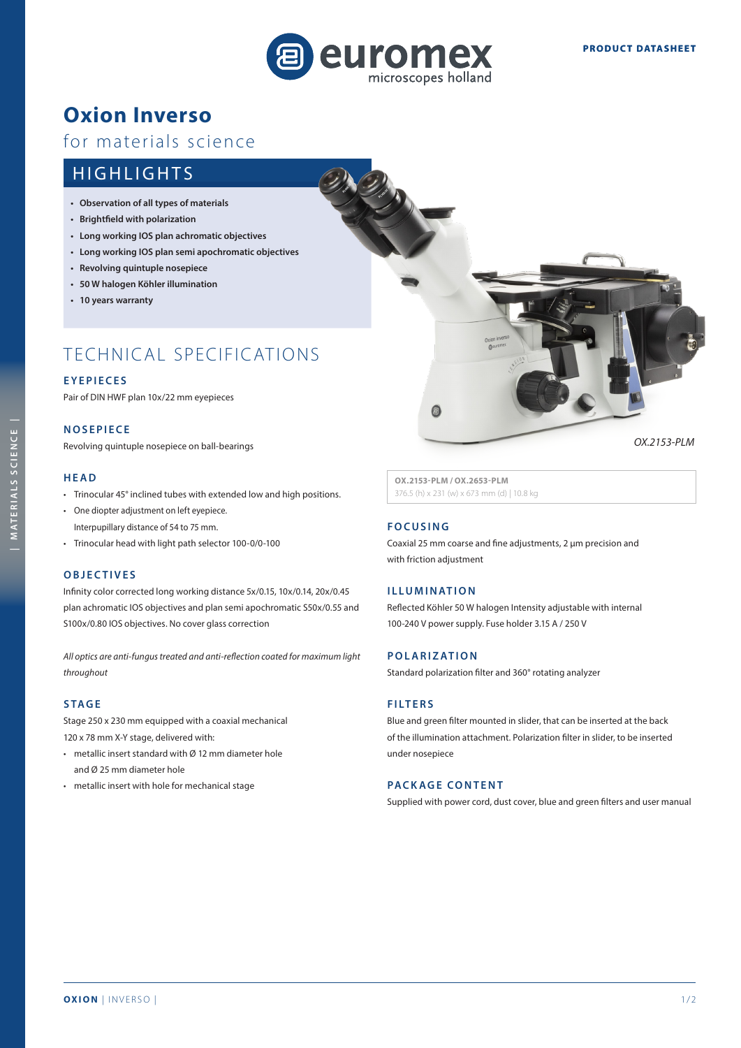PRODUCT DATASHEET

# Oxion Inverso

for materials science

## HIGHLIGHTS

- **Observation of all types of materials**
- **Brightfield with polarization**
- **Long working IOS plan achromatic objectives**
- **Long working IOS plan semi apochromatic objectives**
- **Revolving quintuple nosepiece**
- **50 W halogen Köhler illumination**
- **10 years warranty**

*OX.2153-PLM*

**OX.2153-PLM / OX.2653-PLM**
376.5 (h) x 231 (w) x 673 mm (d) | 10.8 kg

## TECHNICAL SPECIFICATIONS

### EYEPIECES

Pair of DIN HWF plan 10x/22 mm eyepieces

### NOSEPIECE

Revolving quintuple nosepiece on ball-bearings

### HEAD

- Trinocular 45° inclined tubes with extended low and high positions.
- One diopter adjustment on left eyepiece.
  Interpupillary distance of 54 to 75 mm.
- Trinocular head with light path selector 100-0/0-100

### OBJECTIVES

Infinity color corrected long working distance 5x/0.15, 10x/0.14, 20x/0.45 plan achromatic IOS objectives and plan semi apochromatic S50x/0.55 and S100x/0.80 IOS objectives. No cover glass correction

*All optics are anti-fungus treated and anti-reflection coated for maximum light throughout*

### STAGE

Stage 250 x 230 mm equipped with a coaxial mechanical 120 x 78 mm X-Y stage, delivered with:

- metallic insert standard with Ø 12 mm diameter hole and Ø 25 mm diameter hole
- metallic insert with hole for mechanical stage

### FOCUSING

Coaxial 25 mm coarse and fine adjustments, 2 µm precision and with friction adjustment

### ILLUMINATION

Reflected Köhler 50 W halogen Intensity adjustable with internal 100-240 V power supply. Fuse holder 3.15 A / 250 V

### POLARIZATION

Standard polarization filter and 360° rotating analyzer

### FILTERS

Blue and green filter mounted in slider, that can be inserted at the back of the illumination attachment. Polarization filter in slider, to be inserted under nosepiece

### PACKAGE CONTENT

Supplied with power cord, dust cover, blue and green filters and user manual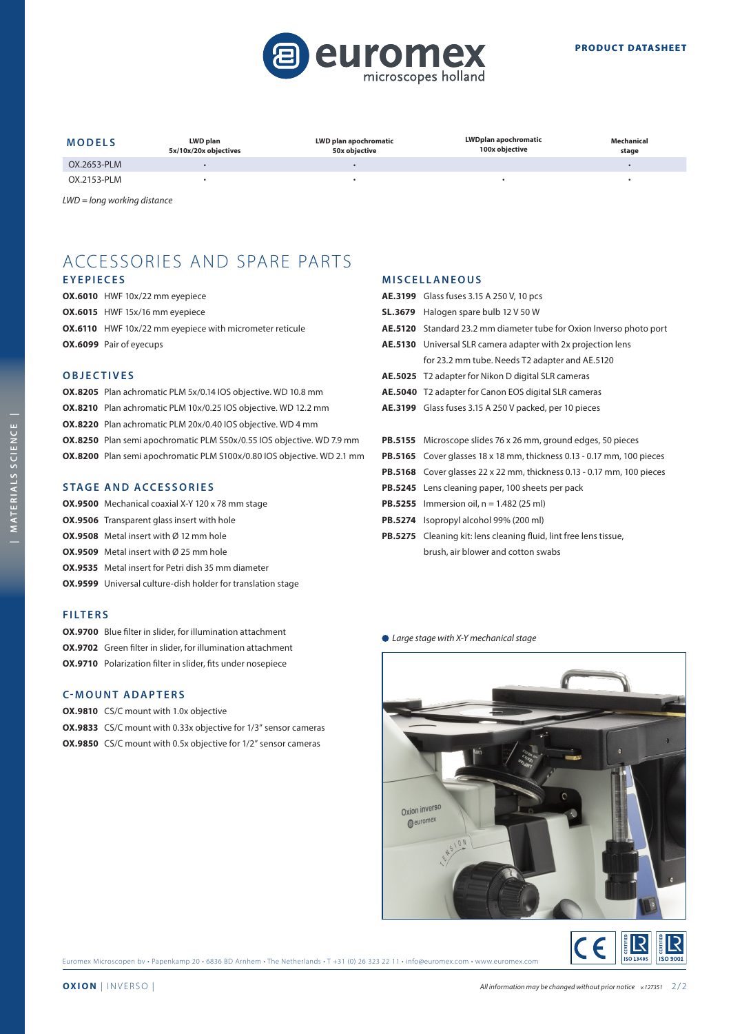| MODELS | LWD plan 5x/10x/20x objectives | LWD plan apochromatic 50x objective | LWDplan apochromatic 100x objective | Mechanical stage |
|---|---|---|---|---|
| OX.2653-PLM | • | • | | • |
| OX.2153-PLM | • | • | • | • |

*LWD = long working distance*

# ACCESSORIES AND SPARE PARTS

## EYEPIECES

**OX.6010** HWF 10x/22 mm eyepiece
**OX.6015** HWF 15x/16 mm eyepiece
**OX.6110** HWF 10x/22 mm eyepiece with micrometer reticule
**OX.6099** Pair of eyecups

## OBJECTIVES

**OX.8205** Plan achromatic PLM 5x/0.14 IOS objective. WD 10.8 mm
**OX.8210** Plan achromatic PLM 10x/0.25 IOS objective. WD 12.2 mm
**OX.8220** Plan achromatic PLM 20x/0.40 IOS objective. WD 4 mm
**OX.8250** Plan semi apochromatic PLM S50x/0.55 IOS objective. WD 7.9 mm
**OX.8200** Plan semi apochromatic PLM S100x/0.80 IOS objective. WD 2.1 mm

## STAGE AND ACCESSORIES

**OX.9500** Mechanical coaxial X-Y 120 x 78 mm stage
**OX.9506** Transparent glass insert with hole
**OX.9508** Metal insert with Ø 12 mm hole
**OX.9509** Metal insert with Ø 25 mm hole
**OX.9535** Metal insert for Petri dish 35 mm diameter
**OX.9599** Universal culture-dish holder for translation stage

## FILTERS

**OX.9700** Blue filter in slider, for illumination attachment
**OX.9702** Green filter in slider, for illumination attachment
**OX.9710** Polarization filter in slider, fits under nosepiece

## C-MOUNT ADAPTERS

**OX.9810** CS/C mount with 1.0x objective
**OX.9833** CS/C mount with 0.33x objective for 1/3" sensor cameras
**OX.9850** CS/C mount with 0.5x objective for 1/2" sensor cameras

## MISCELLANEOUS

**AE.3199** Glass fuses 3.15 A 250 V, 10 pcs
**SL.3679** Halogen spare bulb 12 V 50 W
**AE.5120** Standard 23.2 mm diameter tube for Oxion Inverso photo port
**AE.5130** Universal SLR camera adapter with 2x projection lens for 23.2 mm tube. Needs T2 adapter and AE.5120
**AE.5025** T2 adapter for Nikon D digital SLR cameras
**AE.5040** T2 adapter for Canon EOS digital SLR cameras
**AE.3199** Glass fuses 3.15 A 250 V packed, per 10 pieces

**PB.5155** Microscope slides 76 x 26 mm, ground edges, 50 pieces
**PB.5165** Cover glasses 18 x 18 mm, thickness 0.13 - 0.17 mm, 100 pieces
**PB.5168** Cover glasses 22 x 22 mm, thickness 0.13 - 0.17 mm, 100 pieces
**PB.5245** Lens cleaning paper, 100 sheets per pack
**PB.5255** Immersion oil, n = 1.482 (25 ml)
**PB.5274** Isopropyl alcohol 99% (200 ml)
**PB.5275** Cleaning kit: lens cleaning fluid, lint free lens tissue, brush, air blower and cotton swabs

*Large stage with X-Y mechanical stage*

Euromex Microscopen bv • Papenkamp 20 • 6836 BD Arnhem • The Netherlands • T +31 (0) 26 323 22 11 • info@euromex.com • www.euromex.com

*All information may be changed without prior notice v.127351*